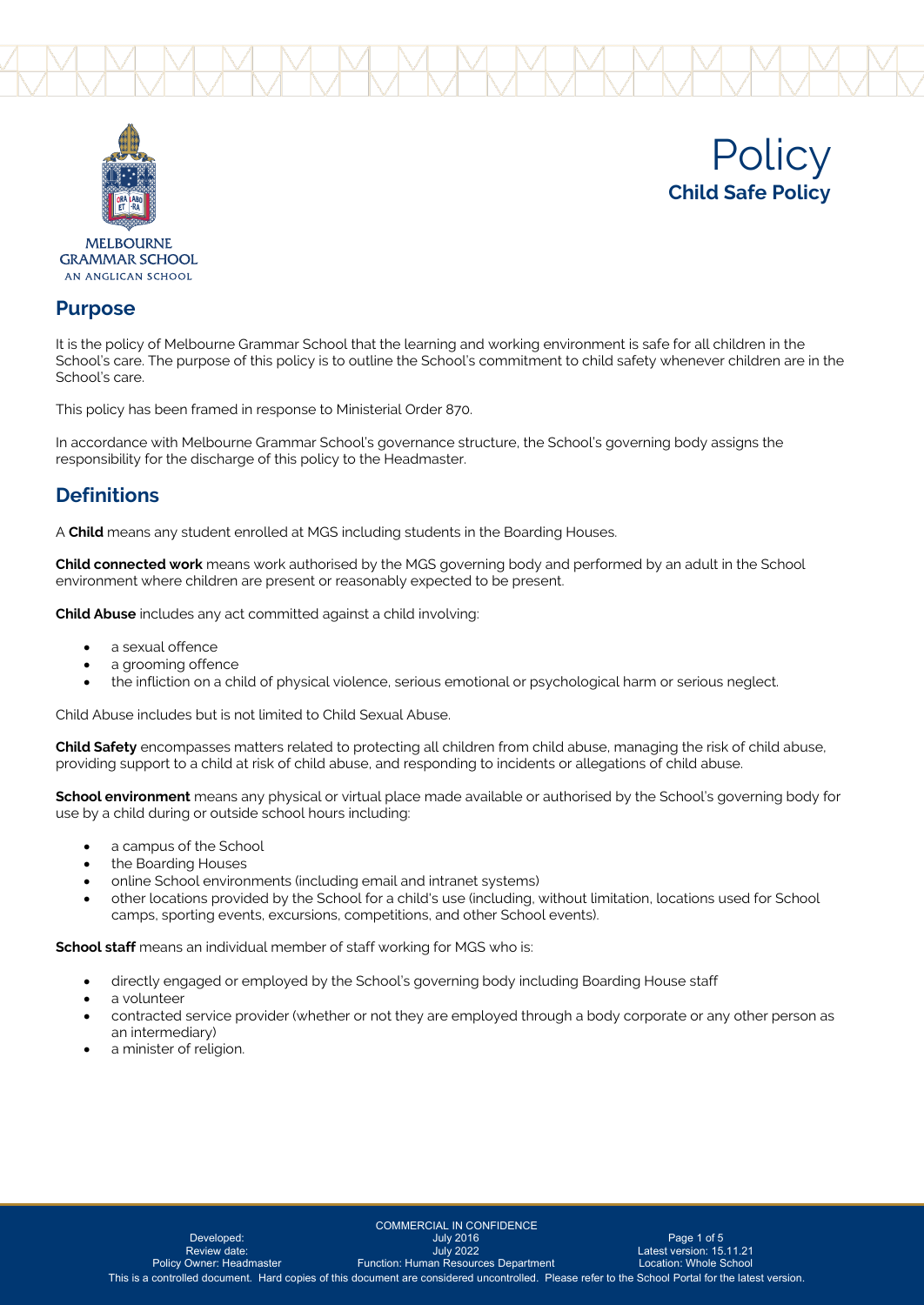# Policy
## Child Safe Policy

## Purpose

It is the policy of Melbourne Grammar School that the learning and working environment is safe for all children in the School's care. The purpose of this policy is to outline the School's commitment to child safety whenever children are in the School's care.

This policy has been framed in response to Ministerial Order 870.

In accordance with Melbourne Grammar School's governance structure, the School's governing body assigns the responsibility for the discharge of this policy to the Headmaster.

## Definitions

A **Child** means any student enrolled at MGS including students in the Boarding Houses.

**Child connected work** means work authorised by the MGS governing body and performed by an adult in the School environment where children are present or reasonably expected to be present.

**Child Abuse** includes any act committed against a child involving:

- a sexual offence
- a grooming offence
- the infliction on a child of physical violence, serious emotional or psychological harm or serious neglect.

Child Abuse includes but is not limited to Child Sexual Abuse.

**Child Safety** encompasses matters related to protecting all children from child abuse, managing the risk of child abuse, providing support to a child at risk of child abuse, and responding to incidents or allegations of child abuse.

**School environment** means any physical or virtual place made available or authorised by the School's governing body for use by a child during or outside school hours including:

- a campus of the School
- the Boarding Houses
- online School environments (including email and intranet systems)
- other locations provided by the School for a child's use (including, without limitation, locations used for School camps, sporting events, excursions, competitions, and other School events).

**School staff** means an individual member of staff working for MGS who is:

- directly engaged or employed by the School's governing body including Boarding House staff
- a volunteer
- contracted service provider (whether or not they are employed through a body corporate or any other person as an intermediary)
- a minister of religion.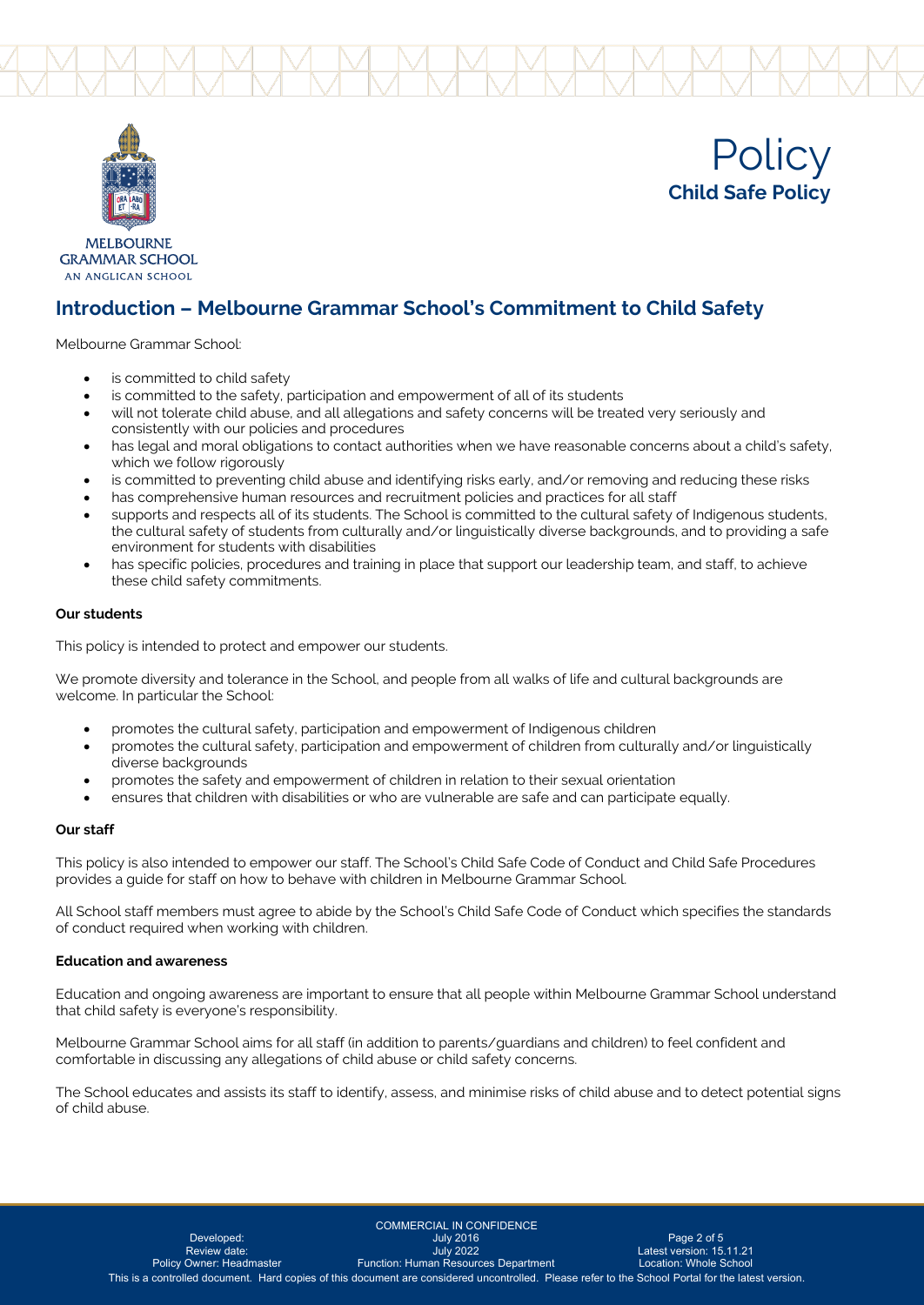# Policy
## Child Safe Policy

## Introduction – Melbourne Grammar School's Commitment to Child Safety

Melbourne Grammar School:

- is committed to child safety
- is committed to the safety, participation and empowerment of all of its students
- will not tolerate child abuse, and all allegations and safety concerns will be treated very seriously and consistently with our policies and procedures
- has legal and moral obligations to contact authorities when we have reasonable concerns about a child's safety, which we follow rigorously
- is committed to preventing child abuse and identifying risks early, and/or removing and reducing these risks
- has comprehensive human resources and recruitment policies and practices for all staff
- supports and respects all of its students. The School is committed to the cultural safety of Indigenous students, the cultural safety of students from culturally and/or linguistically diverse backgrounds, and to providing a safe environment for students with disabilities
- has specific policies, procedures and training in place that support our leadership team, and staff, to achieve these child safety commitments.

**Our students**

This policy is intended to protect and empower our students.

We promote diversity and tolerance in the School, and people from all walks of life and cultural backgrounds are welcome. In particular the School:

- promotes the cultural safety, participation and empowerment of Indigenous children
- promotes the cultural safety, participation and empowerment of children from culturally and/or linguistically diverse backgrounds
- promotes the safety and empowerment of children in relation to their sexual orientation
- ensures that children with disabilities or who are vulnerable are safe and can participate equally.

**Our staff**

This policy is also intended to empower our staff. The School's Child Safe Code of Conduct and Child Safe Procedures provides a guide for staff on how to behave with children in Melbourne Grammar School.

All School staff members must agree to abide by the School's Child Safe Code of Conduct which specifies the standards of conduct required when working with children.

**Education and awareness**

Education and ongoing awareness are important to ensure that all people within Melbourne Grammar School understand that child safety is everyone's responsibility.

Melbourne Grammar School aims for all staff (in addition to parents/guardians and children) to feel confident and comfortable in discussing any allegations of child abuse or child safety concerns.

The School educates and assists its staff to identify, assess, and minimise risks of child abuse and to detect potential signs of child abuse.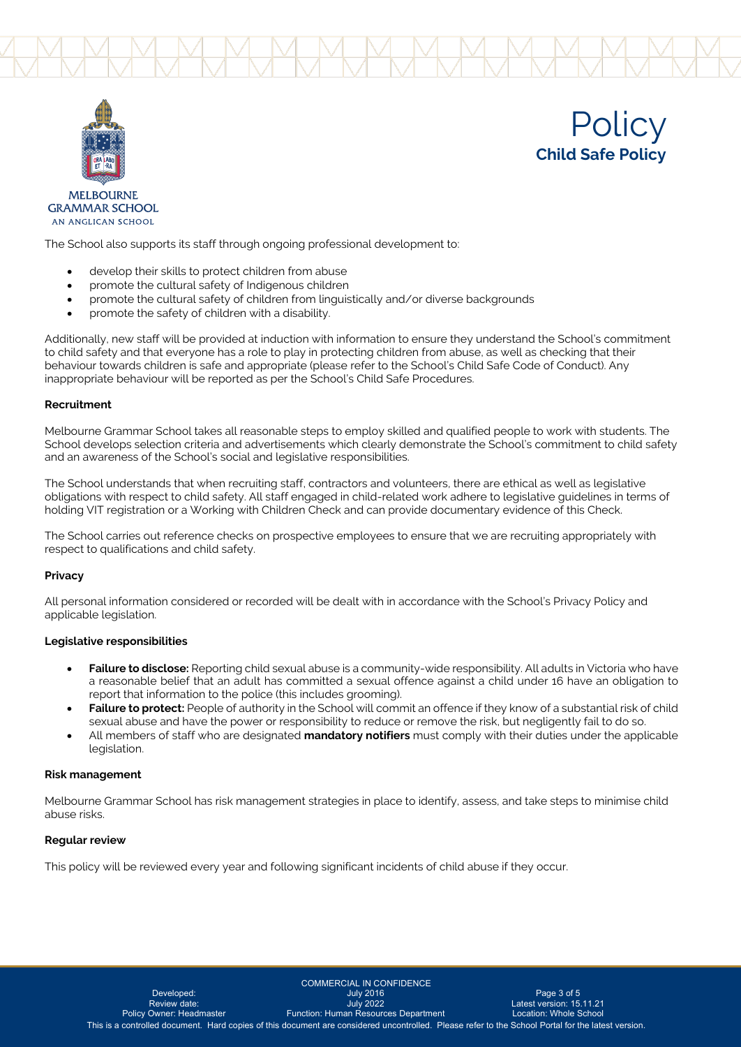The School also supports its staff through ongoing professional development to:

- develop their skills to protect children from abuse
- promote the cultural safety of Indigenous children
- promote the cultural safety of children from linguistically and/or diverse backgrounds
- promote the safety of children with a disability.

Additionally, new staff will be provided at induction with information to ensure they understand the School's commitment to child safety and that everyone has a role to play in protecting children from abuse, as well as checking that their behaviour towards children is safe and appropriate (please refer to the School's Child Safe Code of Conduct). Any inappropriate behaviour will be reported as per the School's Child Safe Procedures.

**Recruitment**

Melbourne Grammar School takes all reasonable steps to employ skilled and qualified people to work with students. The School develops selection criteria and advertisements which clearly demonstrate the School's commitment to child safety and an awareness of the School's social and legislative responsibilities.

The School understands that when recruiting staff, contractors and volunteers, there are ethical as well as legislative obligations with respect to child safety. All staff engaged in child-related work adhere to legislative guidelines in terms of holding VIT registration or a Working with Children Check and can provide documentary evidence of this Check.

The School carries out reference checks on prospective employees to ensure that we are recruiting appropriately with respect to qualifications and child safety.

**Privacy**

All personal information considered or recorded will be dealt with in accordance with the School's Privacy Policy and applicable legislation.

**Legislative responsibilities**

- **Failure to disclose:** Reporting child sexual abuse is a community-wide responsibility. All adults in Victoria who have a reasonable belief that an adult has committed a sexual offence against a child under 16 have an obligation to report that information to the police (this includes grooming).
- **Failure to protect:** People of authority in the School will commit an offence if they know of a substantial risk of child sexual abuse and have the power or responsibility to reduce or remove the risk, but negligently fail to do so.
- All members of staff who are designated **mandatory notifiers** must comply with their duties under the applicable legislation.

**Risk management**

Melbourne Grammar School has risk management strategies in place to identify, assess, and take steps to minimise child abuse risks.

**Regular review**

This policy will be reviewed every year and following significant incidents of child abuse if they occur.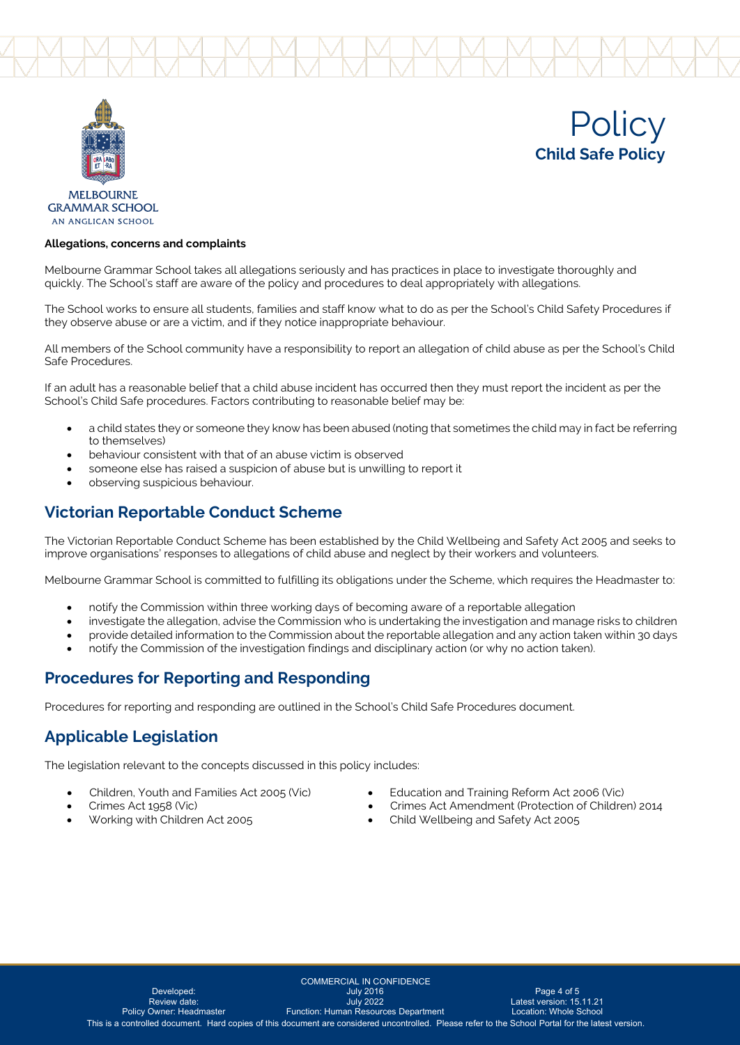**Allocations, concerns and complaints**

Melbourne Grammar School takes all allegations seriously and has practices in place to investigate thoroughly and quickly. The School's staff are aware of the policy and procedures to deal appropriately with allegations.

The School works to ensure all students, families and staff know what to do as per the School's Child Safety Procedures if they observe abuse or are a victim, and if they notice inappropriate behaviour.

All members of the School community have a responsibility to report an allegation of child abuse as per the School's Child Safe Procedures.

If an adult has a reasonable belief that a child abuse incident has occurred then they must report the incident as per the School's Child Safe procedures. Factors contributing to reasonable belief may be:

- a child states they or someone they know has been abused (noting that sometimes the child may in fact be referring to themselves)
- behaviour consistent with that of an abuse victim is observed
- someone else has raised a suspicion of abuse but is unwilling to report it
- observing suspicious behaviour.

## Victorian Reportable Conduct Scheme

The Victorian Reportable Conduct Scheme has been established by the Child Wellbeing and Safety Act 2005 and seeks to improve organisations' responses to allegations of child abuse and neglect by their workers and volunteers.

Melbourne Grammar School is committed to fulfilling its obligations under the Scheme, which requires the Headmaster to:

- notify the Commission within three working days of becoming aware of a reportable allegation
- investigate the allegation, advise the Commission who is undertaking the investigation and manage risks to children
- provide detailed information to the Commission about the reportable allegation and any action taken within 30 days
- notify the Commission of the investigation findings and disciplinary action (or why no action taken).

## Procedures for Reporting and Responding

Procedures for reporting and responding are outlined in the School's Child Safe Procedures document.

## Applicable Legislation

The legislation relevant to the concepts discussed in this policy includes:

- Children, Youth and Families Act 2005 (Vic)
- Crimes Act 1958 (Vic)
- Working with Children Act 2005
- Education and Training Reform Act 2006 (Vic)
- Crimes Act Amendment (Protection of Children) 2014
- Child Wellbeing and Safety Act 2005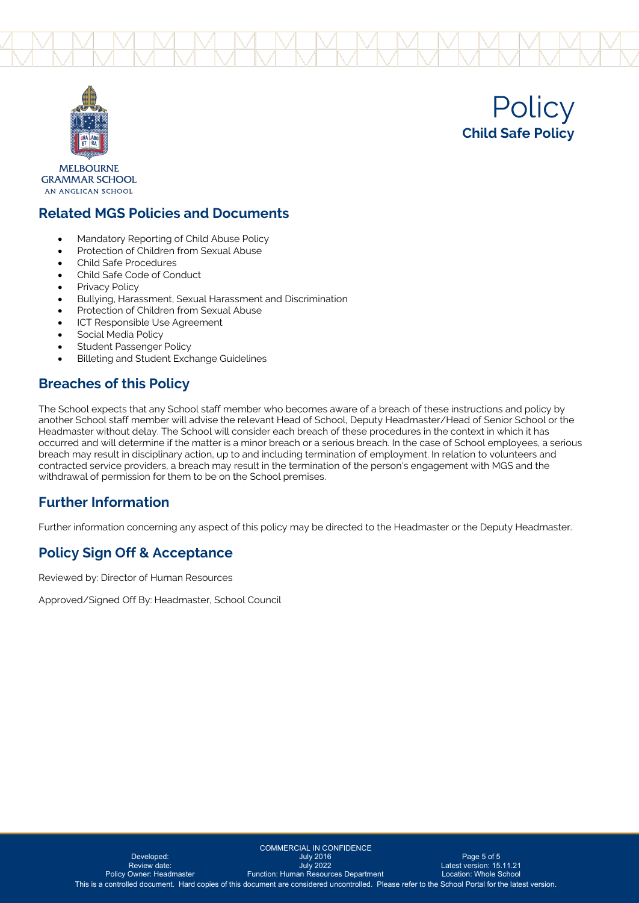## Related MGS Policies and Documents

- Mandatory Reporting of Child Abuse Policy
- Protection of Children from Sexual Abuse
- Child Safe Procedures
- Child Safe Code of Conduct
- Privacy Policy
- Bullying, Harassment, Sexual Harassment and Discrimination
- Protection of Children from Sexual Abuse
- ICT Responsible Use Agreement
- Social Media Policy
- Student Passenger Policy
- Billeting and Student Exchange Guidelines

## Breaches of this Policy

The School expects that any School staff member who becomes aware of a breach of these instructions and policy by another School staff member will advise the relevant Head of School, Deputy Headmaster/Head of Senior School or the Headmaster without delay. The School will consider each breach of these procedures in the context in which it has occurred and will determine if the matter is a minor breach or a serious breach. In the case of School employees, a serious breach may result in disciplinary action, up to and including termination of employment. In relation to volunteers and contracted service providers, a breach may result in the termination of the person's engagement with MGS and the withdrawal of permission for them to be on the School premises.

## Further Information

Further information concerning any aspect of this policy may be directed to the Headmaster or the Deputy Headmaster.

## Policy Sign Off & Acceptance

Reviewed by: Director of Human Resources

Approved/Signed Off By: Headmaster, School Council